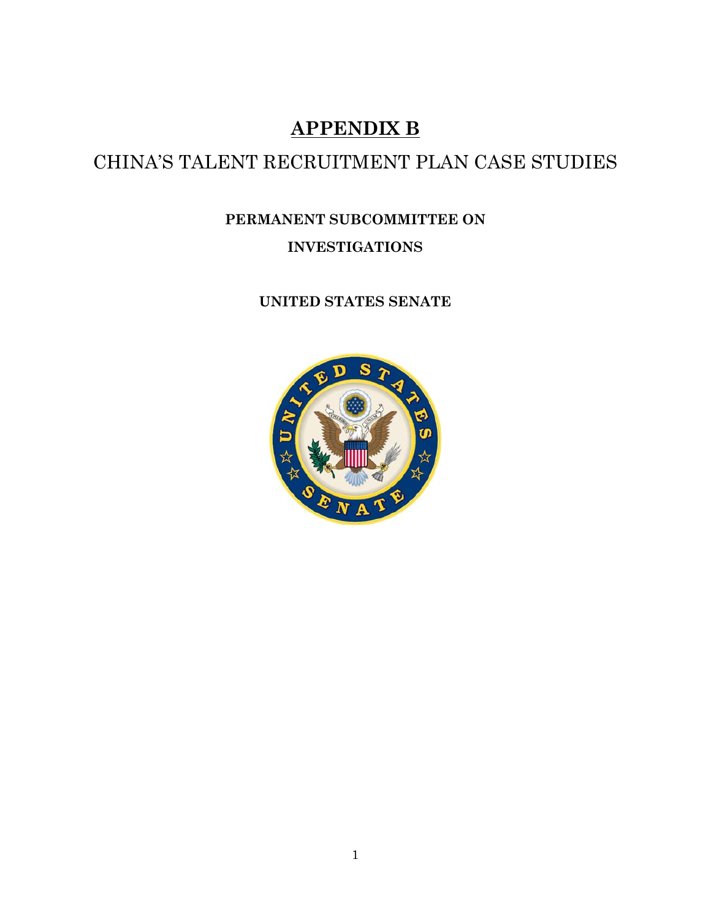# APPENDIX B

## CHINA'S TALENT RECRUITMENT PLAN CASE STUDIES

**PERMANENT SUBCOMMITTEE ON INVESTIGATIONS**

**UNITED STATES SENATE**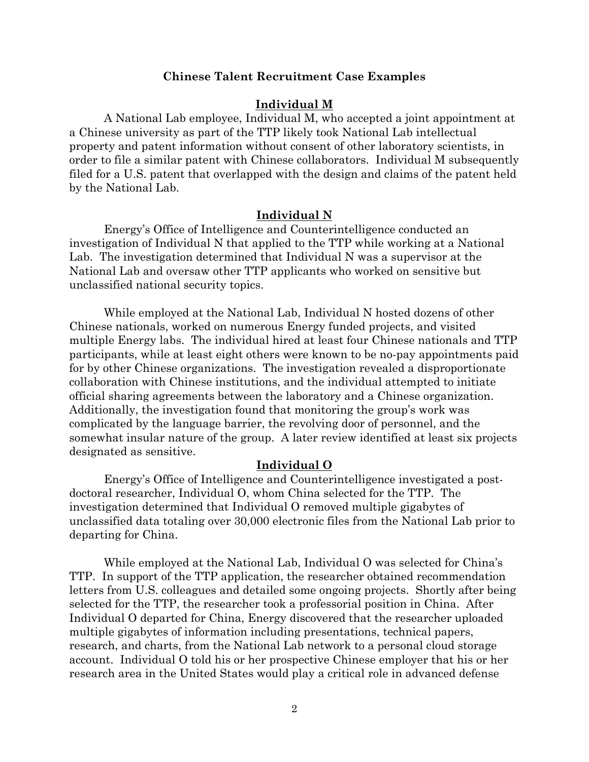## Chinese Talent Recruitment Case Examples

### Individual M

A National Lab employee, Individual M, who accepted a joint appointment at a Chinese university as part of the TTP likely took National Lab intellectual property and patent information without consent of other laboratory scientists, in order to file a similar patent with Chinese collaborators. Individual M subsequently filed for a U.S. patent that overlapped with the design and claims of the patent held by the National Lab.

### Individual N

Energy's Office of Intelligence and Counterintelligence conducted an investigation of Individual N that applied to the TTP while working at a National Lab. The investigation determined that Individual N was a supervisor at the National Lab and oversaw other TTP applicants who worked on sensitive but unclassified national security topics.

While employed at the National Lab, Individual N hosted dozens of other Chinese nationals, worked on numerous Energy funded projects, and visited multiple Energy labs. The individual hired at least four Chinese nationals and TTP participants, while at least eight others were known to be no-pay appointments paid for by other Chinese organizations. The investigation revealed a disproportionate collaboration with Chinese institutions, and the individual attempted to initiate official sharing agreements between the laboratory and a Chinese organization. Additionally, the investigation found that monitoring the group's work was complicated by the language barrier, the revolving door of personnel, and the somewhat insular nature of the group. A later review identified at least six projects designated as sensitive.

### Individual O

Energy's Office of Intelligence and Counterintelligence investigated a post-doctoral researcher, Individual O, whom China selected for the TTP. The investigation determined that Individual O removed multiple gigabytes of unclassified data totaling over 30,000 electronic files from the National Lab prior to departing for China.

While employed at the National Lab, Individual O was selected for China's TTP. In support of the TTP application, the researcher obtained recommendation letters from U.S. colleagues and detailed some ongoing projects. Shortly after being selected for the TTP, the researcher took a professorial position in China. After Individual O departed for China, Energy discovered that the researcher uploaded multiple gigabytes of information including presentations, technical papers, research, and charts, from the National Lab network to a personal cloud storage account. Individual O told his or her prospective Chinese employer that his or her research area in the United States would play a critical role in advanced defense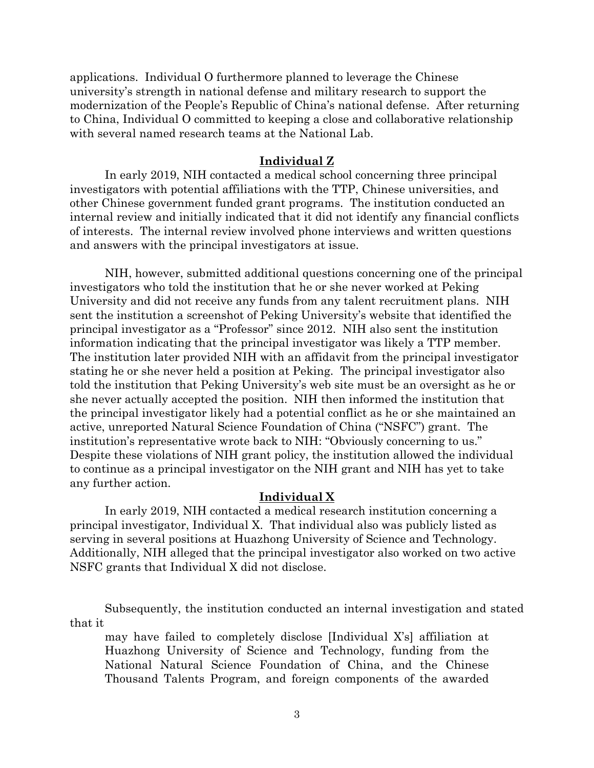applications. Individual O furthermore planned to leverage the Chinese university's strength in national defense and military research to support the modernization of the People's Republic of China's national defense. After returning to China, Individual O committed to keeping a close and collaborative relationship with several named research teams at the National Lab.

## Individual Z

In early 2019, NIH contacted a medical school concerning three principal investigators with potential affiliations with the TTP, Chinese universities, and other Chinese government funded grant programs. The institution conducted an internal review and initially indicated that it did not identify any financial conflicts of interests. The internal review involved phone interviews and written questions and answers with the principal investigators at issue.

NIH, however, submitted additional questions concerning one of the principal investigators who told the institution that he or she never worked at Peking University and did not receive any funds from any talent recruitment plans. NIH sent the institution a screenshot of Peking University's website that identified the principal investigator as a "Professor" since 2012. NIH also sent the institution information indicating that the principal investigator was likely a TTP member. The institution later provided NIH with an affidavit from the principal investigator stating he or she never held a position at Peking. The principal investigator also told the institution that Peking University's web site must be an oversight as he or she never actually accepted the position. NIH then informed the institution that the principal investigator likely had a potential conflict as he or she maintained an active, unreported Natural Science Foundation of China ("NSFC") grant. The institution's representative wrote back to NIH: "Obviously concerning to us." Despite these violations of NIH grant policy, the institution allowed the individual to continue as a principal investigator on the NIH grant and NIH has yet to take any further action.

## Individual X

In early 2019, NIH contacted a medical research institution concerning a principal investigator, Individual X. That individual also was publicly listed as serving in several positions at Huazhong University of Science and Technology. Additionally, NIH alleged that the principal investigator also worked on two active NSFC grants that Individual X did not disclose.

Subsequently, the institution conducted an internal investigation and stated that it

> may have failed to completely disclose [Individual X's] affiliation at Huazhong University of Science and Technology, funding from the National Natural Science Foundation of China, and the Chinese Thousand Talents Program, and foreign components of the awarded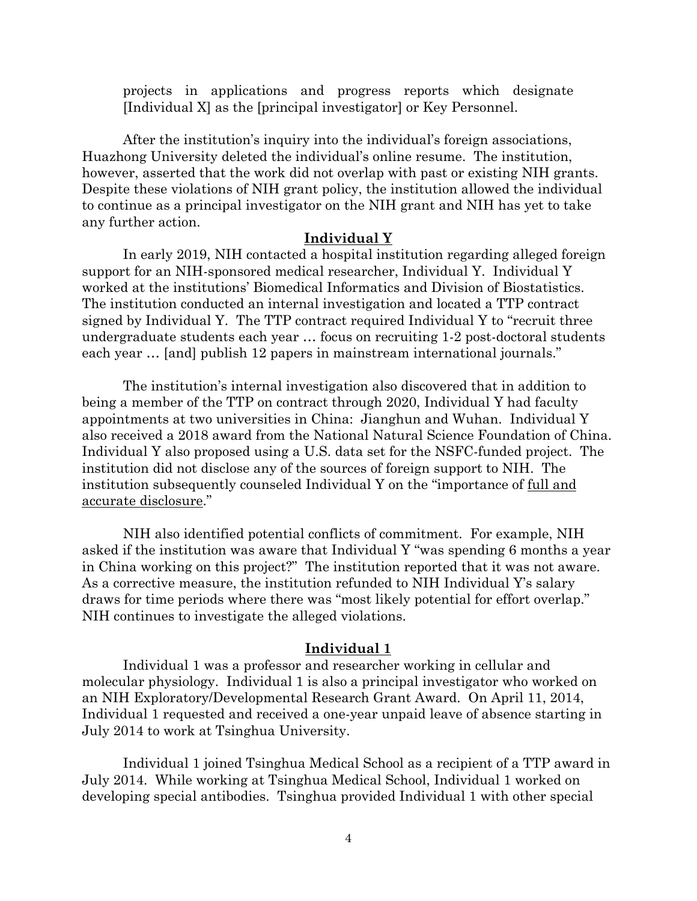projects in applications and progress reports which designate [Individual X] as the [principal investigator] or Key Personnel.

After the institution's inquiry into the individual's foreign associations, Huazhong University deleted the individual's online resume. The institution, however, asserted that the work did not overlap with past or existing NIH grants. Despite these violations of NIH grant policy, the institution allowed the individual to continue as a principal investigator on the NIH grant and NIH has yet to take any further action.

### **Individual Y**

In early 2019, NIH contacted a hospital institution regarding alleged foreign support for an NIH-sponsored medical researcher, Individual Y. Individual Y worked at the institutions' Biomedical Informatics and Division of Biostatistics. The institution conducted an internal investigation and located a TTP contract signed by Individual Y. The TTP contract required Individual Y to "recruit three undergraduate students each year … focus on recruiting 1-2 post-doctoral students each year … [and] publish 12 papers in mainstream international journals."

The institution's internal investigation also discovered that in addition to being a member of the TTP on contract through 2020, Individual Y had faculty appointments at two universities in China: Jianghun and Wuhan. Individual Y also received a 2018 award from the National Natural Science Foundation of China. Individual Y also proposed using a U.S. data set for the NSFC-funded project. The institution did not disclose any of the sources of foreign support to NIH. The institution subsequently counseled Individual Y on the "importance of <u>full and accurate disclosure</u>."

NIH also identified potential conflicts of commitment. For example, NIH asked if the institution was aware that Individual Y "was spending 6 months a year in China working on this project?" The institution reported that it was not aware. As a corrective measure, the institution refunded to NIH Individual Y's salary draws for time periods where there was "most likely potential for effort overlap." NIH continues to investigate the alleged violations.

### **Individual 1**

Individual 1 was a professor and researcher working in cellular and molecular physiology. Individual 1 is also a principal investigator who worked on an NIH Exploratory/Developmental Research Grant Award. On April 11, 2014, Individual 1 requested and received a one-year unpaid leave of absence starting in July 2014 to work at Tsinghua University.

Individual 1 joined Tsinghua Medical School as a recipient of a TTP award in July 2014. While working at Tsinghua Medical School, Individual 1 worked on developing special antibodies. Tsinghua provided Individual 1 with other special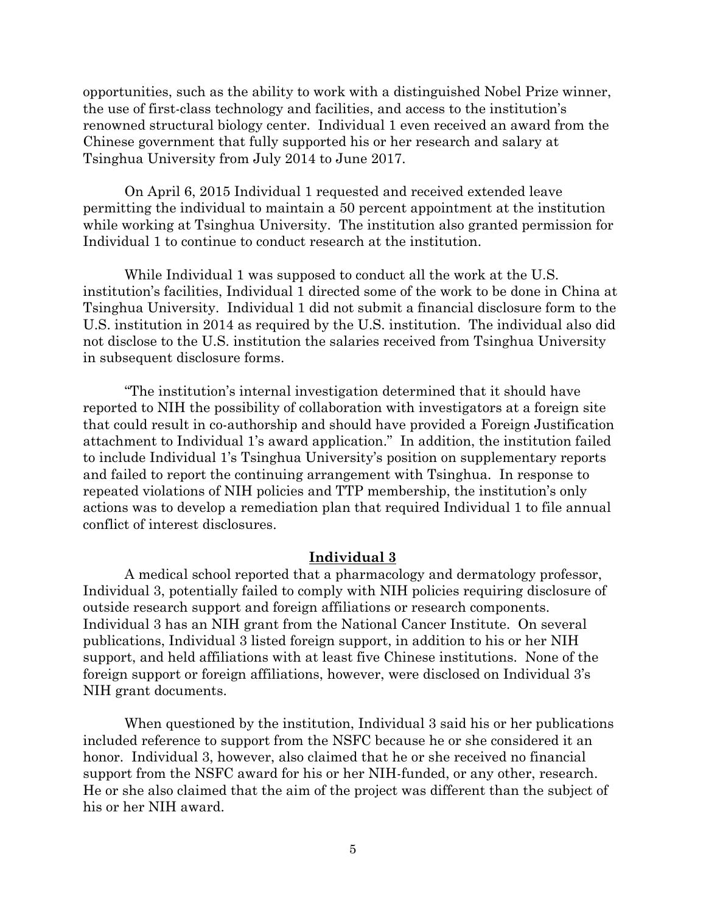opportunities, such as the ability to work with a distinguished Nobel Prize winner, the use of first-class technology and facilities, and access to the institution's renowned structural biology center. Individual 1 even received an award from the Chinese government that fully supported his or her research and salary at Tsinghua University from July 2014 to June 2017.

On April 6, 2015 Individual 1 requested and received extended leave permitting the individual to maintain a 50 percent appointment at the institution while working at Tsinghua University. The institution also granted permission for Individual 1 to continue to conduct research at the institution.

While Individual 1 was supposed to conduct all the work at the U.S. institution's facilities, Individual 1 directed some of the work to be done in China at Tsinghua University. Individual 1 did not submit a financial disclosure form to the U.S. institution in 2014 as required by the U.S. institution. The individual also did not disclose to the U.S. institution the salaries received from Tsinghua University in subsequent disclosure forms.

"The institution's internal investigation determined that it should have reported to NIH the possibility of collaboration with investigators at a foreign site that could result in co-authorship and should have provided a Foreign Justification attachment to Individual 1's award application." In addition, the institution failed to include Individual 1's Tsinghua University's position on supplementary reports and failed to report the continuing arrangement with Tsinghua. In response to repeated violations of NIH policies and TTP membership, the institution's only actions was to develop a remediation plan that required Individual 1 to file annual conflict of interest disclosures.

## Individual 3

A medical school reported that a pharmacology and dermatology professor, Individual 3, potentially failed to comply with NIH policies requiring disclosure of outside research support and foreign affiliations or research components. Individual 3 has an NIH grant from the National Cancer Institute. On several publications, Individual 3 listed foreign support, in addition to his or her NIH support, and held affiliations with at least five Chinese institutions. None of the foreign support or foreign affiliations, however, were disclosed on Individual 3's NIH grant documents.

When questioned by the institution, Individual 3 said his or her publications included reference to support from the NSFC because he or she considered it an honor. Individual 3, however, also claimed that he or she received no financial support from the NSFC award for his or her NIH-funded, or any other, research. He or she also claimed that the aim of the project was different than the subject of his or her NIH award.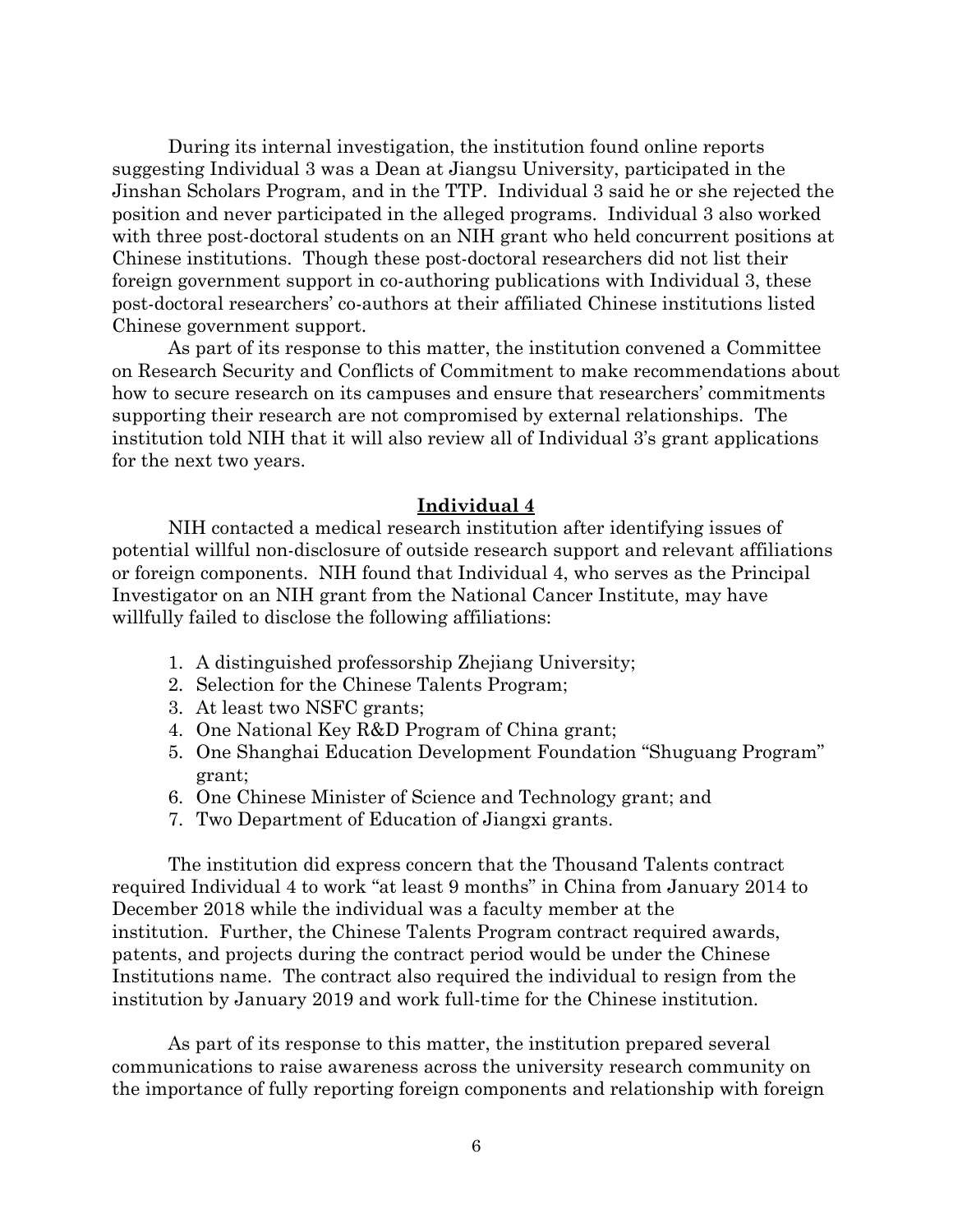During its internal investigation, the institution found online reports suggesting Individual 3 was a Dean at Jiangsu University, participated in the Jinshan Scholars Program, and in the TTP. Individual 3 said he or she rejected the position and never participated in the alleged programs. Individual 3 also worked with three post-doctoral students on an NIH grant who held concurrent positions at Chinese institutions. Though these post-doctoral researchers did not list their foreign government support in co-authoring publications with Individual 3, these post-doctoral researchers' co-authors at their affiliated Chinese institutions listed Chinese government support.

As part of its response to this matter, the institution convened a Committee on Research Security and Conflicts of Commitment to make recommendations about how to secure research on its campuses and ensure that researchers' commitments supporting their research are not compromised by external relationships. The institution told NIH that it will also review all of Individual 3's grant applications for the next two years.

## Individual 4

NIH contacted a medical research institution after identifying issues of potential willful non-disclosure of outside research support and relevant affiliations or foreign components. NIH found that Individual 4, who serves as the Principal Investigator on an NIH grant from the National Cancer Institute, may have willfully failed to disclose the following affiliations:

1. A distinguished professorship Zhejiang University;
2. Selection for the Chinese Talents Program;
3. At least two NSFC grants;
4. One National Key R&D Program of China grant;
5. One Shanghai Education Development Foundation "Shuguang Program" grant;
6. One Chinese Minister of Science and Technology grant; and
7. Two Department of Education of Jiangxi grants.

The institution did express concern that the Thousand Talents contract required Individual 4 to work "at least 9 months" in China from January 2014 to December 2018 while the individual was a faculty member at the institution. Further, the Chinese Talents Program contract required awards, patents, and projects during the contract period would be under the Chinese Institutions name. The contract also required the individual to resign from the institution by January 2019 and work full-time for the Chinese institution.

As part of its response to this matter, the institution prepared several communications to raise awareness across the university research community on the importance of fully reporting foreign components and relationship with foreign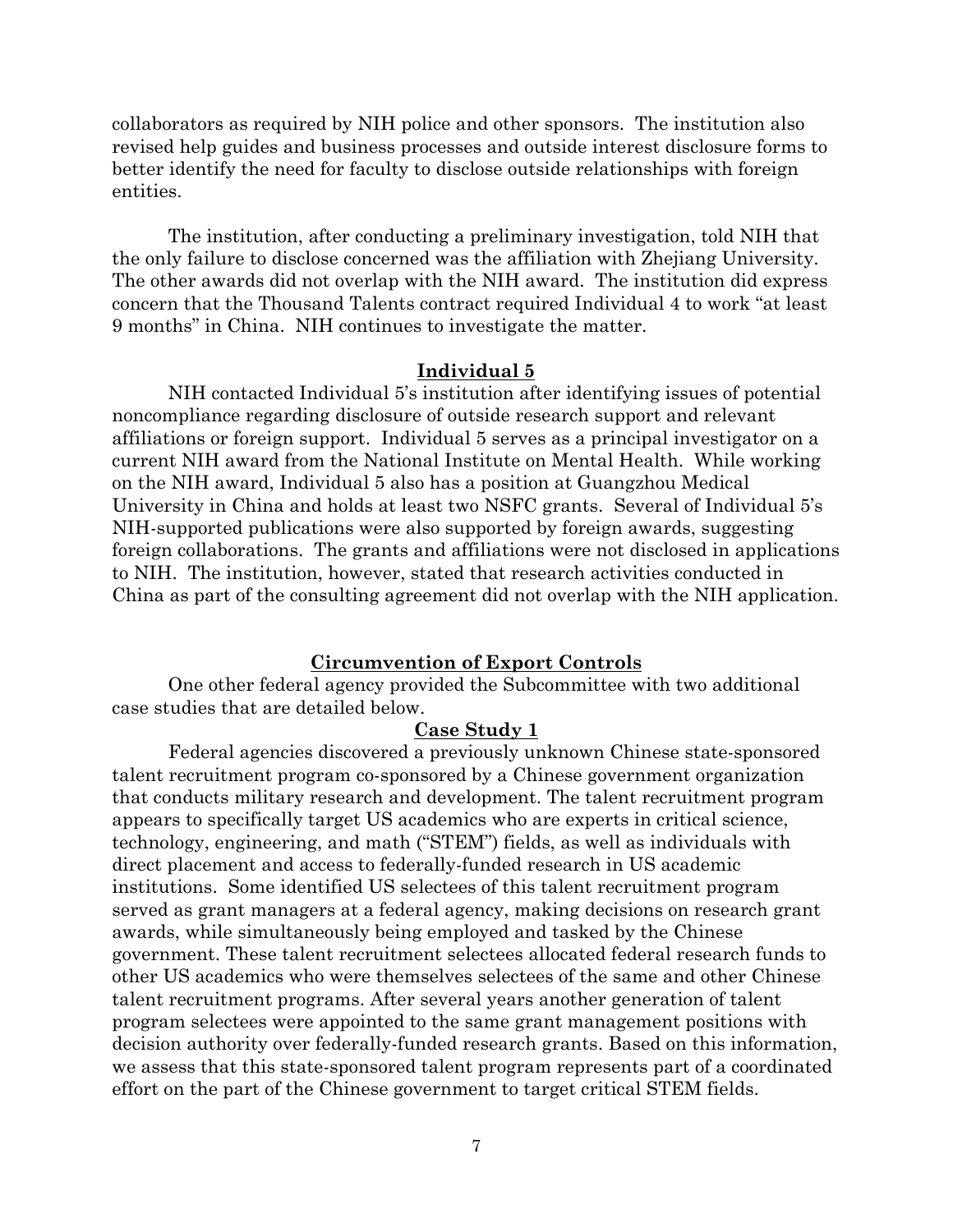collaborators as required by NIH police and other sponsors. The institution also revised help guides and business processes and outside interest disclosure forms to better identify the need for faculty to disclose outside relationships with foreign entities.

The institution, after conducting a preliminary investigation, told NIH that the only failure to disclose concerned was the affiliation with Zhejiang University. The other awards did not overlap with the NIH award. The institution did express concern that the Thousand Talents contract required Individual 4 to work "at least 9 months" in China. NIH continues to investigate the matter.

### Individual 5

NIH contacted Individual 5's institution after identifying issues of potential noncompliance regarding disclosure of outside research support and relevant affiliations or foreign support. Individual 5 serves as a principal investigator on a current NIH award from the National Institute on Mental Health. While working on the NIH award, Individual 5 also has a position at Guangzhou Medical University in China and holds at least two NSFC grants. Several of Individual 5's NIH-supported publications were also supported by foreign awards, suggesting foreign collaborations. The grants and affiliations were not disclosed in applications to NIH. The institution, however, stated that research activities conducted in China as part of the consulting agreement did not overlap with the NIH application.

## Circumvention of Export Controls

One other federal agency provided the Subcommittee with two additional case studies that are detailed below.

### Case Study 1

Federal agencies discovered a previously unknown Chinese state-sponsored talent recruitment program co-sponsored by a Chinese government organization that conducts military research and development. The talent recruitment program appears to specifically target US academics who are experts in critical science, technology, engineering, and math ("STEM") fields, as well as individuals with direct placement and access to federally-funded research in US academic institutions. Some identified US selectees of this talent recruitment program served as grant managers at a federal agency, making decisions on research grant awards, while simultaneously being employed and tasked by the Chinese government. These talent recruitment selectees allocated federal research funds to other US academics who were themselves selectees of the same and other Chinese talent recruitment programs. After several years another generation of talent program selectees were appointed to the same grant management positions with decision authority over federally-funded research grants. Based on this information, we assess that this state-sponsored talent program represents part of a coordinated effort on the part of the Chinese government to target critical STEM fields.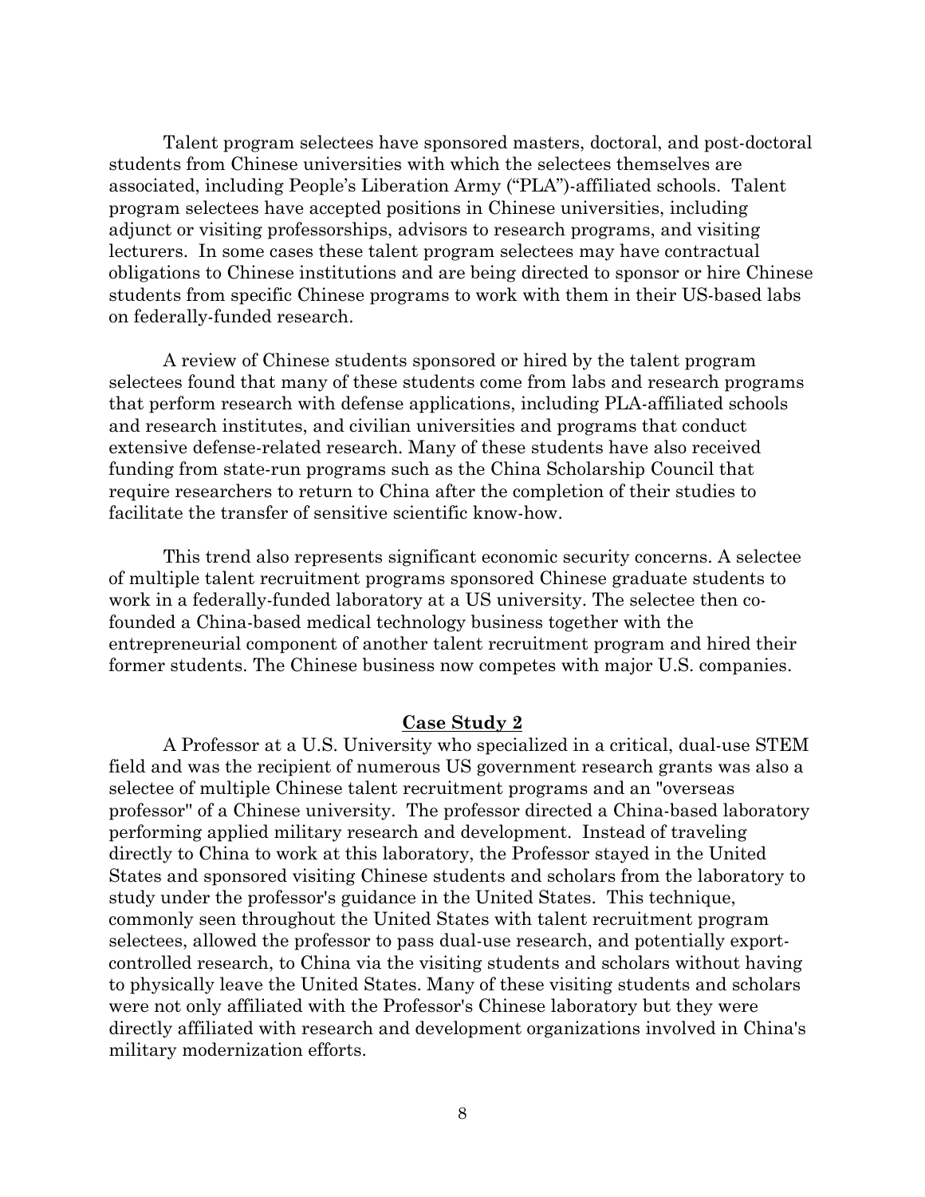Talent program selectees have sponsored masters, doctoral, and post-doctoral students from Chinese universities with which the selectees themselves are associated, including People's Liberation Army ("PLA")-affiliated schools. Talent program selectees have accepted positions in Chinese universities, including adjunct or visiting professorships, advisors to research programs, and visiting lecturers. In some cases these talent program selectees may have contractual obligations to Chinese institutions and are being directed to sponsor or hire Chinese students from specific Chinese programs to work with them in their US-based labs on federally-funded research.

A review of Chinese students sponsored or hired by the talent program selectees found that many of these students come from labs and research programs that perform research with defense applications, including PLA-affiliated schools and research institutes, and civilian universities and programs that conduct extensive defense-related research. Many of these students have also received funding from state-run programs such as the China Scholarship Council that require researchers to return to China after the completion of their studies to facilitate the transfer of sensitive scientific know-how.

This trend also represents significant economic security concerns. A selectee of multiple talent recruitment programs sponsored Chinese graduate students to work in a federally-funded laboratory at a US university. The selectee then co-founded a China-based medical technology business together with the entrepreneurial component of another talent recruitment program and hired their former students. The Chinese business now competes with major U.S. companies.

## Case Study 2

A Professor at a U.S. University who specialized in a critical, dual-use STEM field and was the recipient of numerous US government research grants was also a selectee of multiple Chinese talent recruitment programs and an "overseas professor" of a Chinese university. The professor directed a China-based laboratory performing applied military research and development. Instead of traveling directly to China to work at this laboratory, the Professor stayed in the United States and sponsored visiting Chinese students and scholars from the laboratory to study under the professor's guidance in the United States. This technique, commonly seen throughout the United States with talent recruitment program selectees, allowed the professor to pass dual-use research, and potentially export-controlled research, to China via the visiting students and scholars without having to physically leave the United States. Many of these visiting students and scholars were not only affiliated with the Professor's Chinese laboratory but they were directly affiliated with research and development organizations involved in China's military modernization efforts.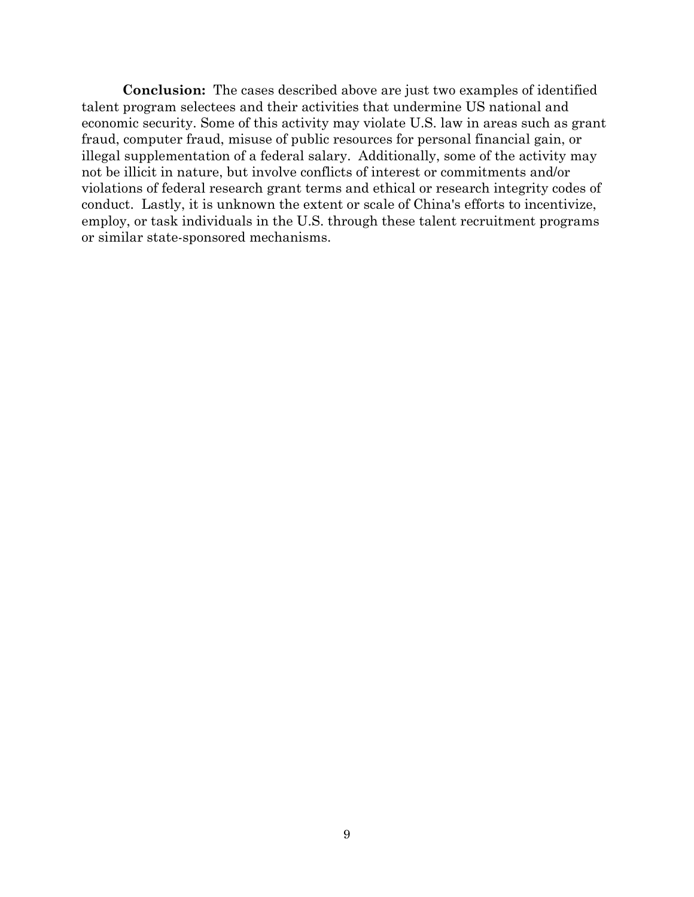**Conclusion:** The cases described above are just two examples of identified talent program selectees and their activities that undermine US national and economic security. Some of this activity may violate U.S. law in areas such as grant fraud, computer fraud, misuse of public resources for personal financial gain, or illegal supplementation of a federal salary. Additionally, some of the activity may not be illicit in nature, but involve conflicts of interest or commitments and/or violations of federal research grant terms and ethical or research integrity codes of conduct. Lastly, it is unknown the extent or scale of China's efforts to incentivize, employ, or task individuals in the U.S. through these talent recruitment programs or similar state-sponsored mechanisms.